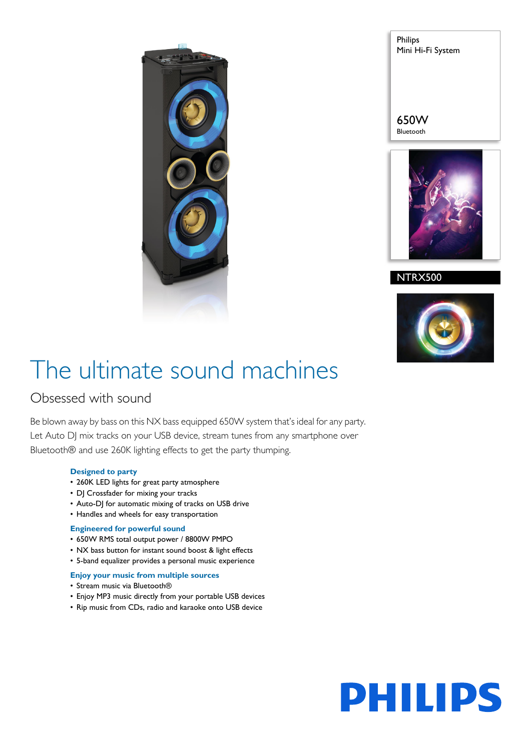Philips
Mini Hi-Fi System

650W
Bluetooth

NTRX500

# The ultimate sound machines

## Obsessed with sound

Be blown away by bass on this NX bass equipped 650W system that's ideal for any party. Let Auto DJ mix tracks on your USB device, stream tunes from any smartphone over Bluetooth® and use 260K lighting effects to get the party thumping.

### Designed to party

- 260K LED lights for great party atmosphere
- DJ Crossfader for mixing your tracks
- Auto-DJ for automatic mixing of tracks on USB drive
- Handles and wheels for easy transportation

### Engineered for powerful sound

- 650W RMS total output power / 8800W PMPO
- NX bass button for instant sound boost & light effects
- 5-band equalizer provides a personal music experience

### Enjoy your music from multiple sources

- Stream music via Bluetooth®
- Enjoy MP3 music directly from your portable USB devices
- Rip music from CDs, radio and karaoke onto USB device

PHILIPS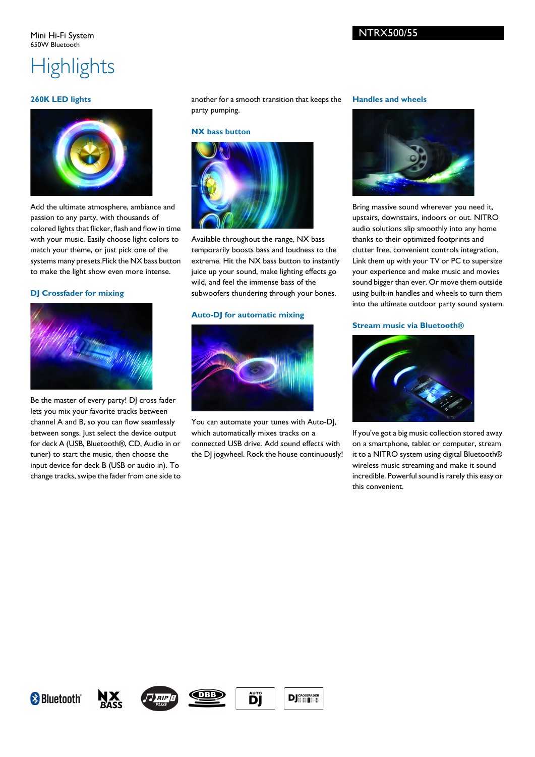Mini Hi-Fi System
650W Bluetooth

NTRX500/55

# Highlights

### 260K LED lights

Add the ultimate atmosphere, ambiance and passion to any party, with thousands of colored lights that flicker, flash and flow in time with your music. Easily choose light colors to match your theme, or just pick one of the systems many presets.Flick the NX bass button to make the light show even more intense.

### DJ Crossfader for mixing

Be the master of every party! DJ cross fader lets you mix your favorite tracks between channel A and B, so you can flow seamlessly between songs. Just select the device output for deck A (USB, Bluetooth®, CD, Audio in or tuner) to start the music, then choose the input device for deck B (USB or audio in). To change tracks, swipe the fader from one side to another for a smooth transition that keeps the party pumping.

### NX bass button

Available throughout the range, NX bass temporarily boosts bass and loudness to the extreme. Hit the NX bass button to instantly juice up your sound, make lighting effects go wild, and feel the immense bass of the subwoofers thundering through your bones.

### Auto-DJ for automatic mixing

You can automate your tunes with Auto-DJ, which automatically mixes tracks on a connected USB drive. Add sound effects with the DJ jogwheel. Rock the house continuously!

### Handles and wheels

Bring massive sound wherever you need it, upstairs, downstairs, indoors or out. NITRO audio solutions slip smoothly into any home thanks to their optimized footprints and clutter free, convenient controls integration. Link them up with your TV or PC to supersize your experience and make music and movies sound bigger than ever. Or move them outside using built-in handles and wheels to turn them into the ultimate outdoor party sound system.

### Stream music via Bluetooth®

If you've got a big music collection stored away on a smartphone, tablet or computer, stream it to a NITRO system using digital Bluetooth® wireless music streaming and make it sound incredible. Powerful sound is rarely this easy or this convenient.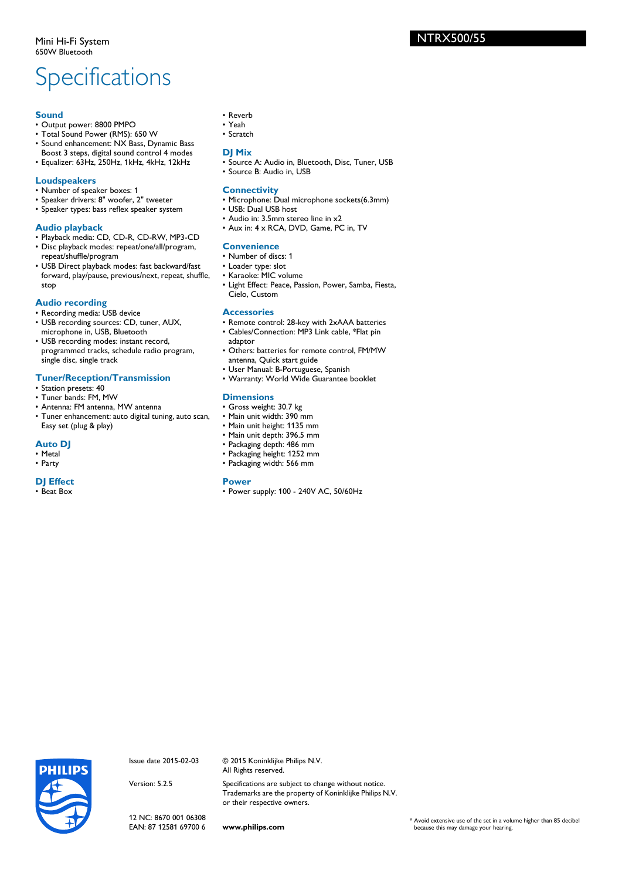Mini Hi-Fi System
650W Bluetooth

NTRX500/55

# Specifications

## Sound

- Output power: 8800 PMPO
- Total Sound Power (RMS): 650 W
- Sound enhancement: NX Bass, Dynamic Bass Boost 3 steps, digital sound control 4 modes
- Equalizer: 63Hz, 250Hz, 1kHz, 4kHz, 12kHz

## Loudspeakers

- Number of speaker boxes: 1
- Speaker drivers: 8" woofer, 2" tweeter
- Speaker types: bass reflex speaker system

## Audio playback

- Playback media: CD, CD-R, CD-RW, MP3-CD
- Disc playback modes: repeat/one/all/program, repeat/shuffle/program
- USB Direct playback modes: fast backward/fast forward, play/pause, previous/next, repeat, shuffle, stop

## Audio recording

- Recording media: USB device
- USB recording sources: CD, tuner, AUX, microphone in, USB, Bluetooth
- USB recording modes: instant record, programmed tracks, schedule radio program, single disc, single track

## Tuner/Reception/Transmission

- Station presets: 40
- Tuner bands: FM, MW
- Antenna: FM antenna, MW antenna
- Tuner enhancement: auto digital tuning, auto scan, Easy set (plug & play)

## Auto DJ

- Metal
- Party

## DJ Effect

- Beat Box
- Reverb
- Yeah
- Scratch

## DJ Mix

- Source A: Audio in, Bluetooth, Disc, Tuner, USB
- Source B: Audio in, USB

## Connectivity

- Microphone: Dual microphone sockets(6.3mm)
- USB: Dual USB host
- Audio in: 3.5mm stereo line in x2
- Aux in: 4 x RCA, DVD, Game, PC in, TV

## Convenience

- Number of discs: 1
- Loader type: slot
- Karaoke: MIC volume
- Light Effect: Peace, Passion, Power, Samba, Fiesta, Cielo, Custom

## Accessories

- Remote control: 28-key with 2xAAA batteries
- Cables/Connection: MP3 Link cable, *Flat pin adaptor
- Others: batteries for remote control, FM/MW antenna, Quick start guide
- User Manual: B-Portuguese, Spanish
- Warranty: World Wide Guarantee booklet

## Dimensions

- Gross weight: 30.7 kg
- Main unit width: 390 mm
- Main unit height: 1135 mm
- Main unit depth: 396.5 mm
- Packaging depth: 486 mm
- Packaging height: 1252 mm
- Packaging width: 566 mm

## Power

- Power supply: 100 - 240V AC, 50/60Hz

Issue date 2015-02-03

Version: 5.2.5

12 NC: 8670 001 06308
EAN: 87 12581 69700 6

© 2015 Koninklijke Philips N.V.
All Rights reserved.

Specifications are subject to change without notice. Trademarks are the property of Koninklijke Philips N.V. or their respective owners.

**www.philips.com**

* Avoid extensive use of the set in a volume higher than 85 decibel because this may damage your hearing.